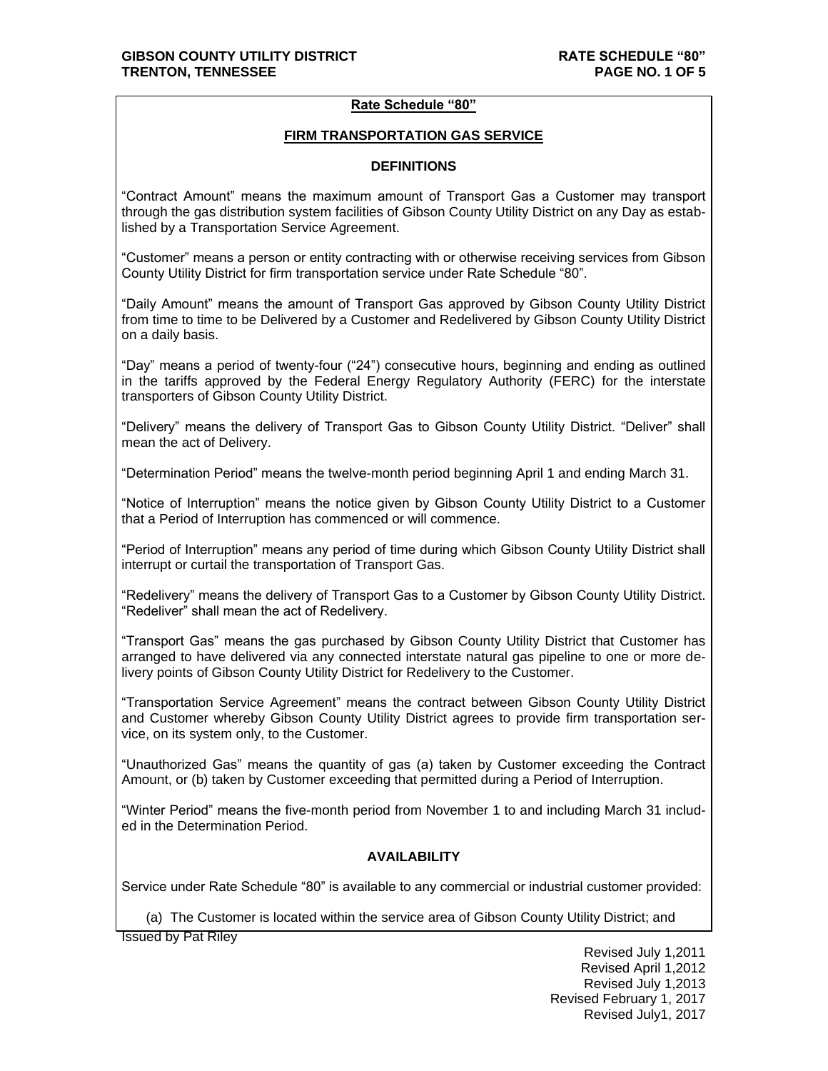## Rate Schedule "80"

### FIRM TRANSPORTATION GAS SERVICE

#### DEFINITIONS

"Contract Amount" means the maximum amount of Transport Gas a Customer may transport through the gas distribution system facilities of Gibson County Utility District on any Day as established by a Transportation Service Agreement.

"Customer" means a person or entity contracting with or otherwise receiving services from Gibson County Utility District for firm transportation service under Rate Schedule "80".

"Daily Amount" means the amount of Transport Gas approved by Gibson County Utility District from time to time to be Delivered by a Customer and Redelivered by Gibson County Utility District on a daily basis.

"Day" means a period of twenty-four ("24") consecutive hours, beginning and ending as outlined in the tariffs approved by the Federal Energy Regulatory Authority (FERC) for the interstate transporters of Gibson County Utility District.

"Delivery" means the delivery of Transport Gas to Gibson County Utility District. "Deliver" shall mean the act of Delivery.

"Determination Period" means the twelve-month period beginning April 1 and ending March 31.

"Notice of Interruption" means the notice given by Gibson County Utility District to a Customer that a Period of Interruption has commenced or will commence.

"Period of Interruption" means any period of time during which Gibson County Utility District shall interrupt or curtail the transportation of Transport Gas.

"Redelivery" means the delivery of Transport Gas to a Customer by Gibson County Utility District. "Redeliver" shall mean the act of Redelivery.

"Transport Gas" means the gas purchased by Gibson County Utility District that Customer has arranged to have delivered via any connected interstate natural gas pipeline to one or more delivery points of Gibson County Utility District for Redelivery to the Customer.

"Transportation Service Agreement" means the contract between Gibson County Utility District and Customer whereby Gibson County Utility District agrees to provide firm transportation service, on its system only, to the Customer.

"Unauthorized Gas" means the quantity of gas (a) taken by Customer exceeding the Contract Amount, or (b) taken by Customer exceeding that permitted during a Period of Interruption.

"Winter Period" means the five-month period from November 1 to and including March 31 included in the Determination Period.

#### AVAILABILITY

Service under Rate Schedule "80" is available to any commercial or industrial customer provided:

(a) The Customer is located within the service area of Gibson County Utility District; and

Issued by Pat Riley

Revised July 1,2011
Revised April 1,2012
Revised July 1,2013
Revised February 1, 2017
Revised July1, 2017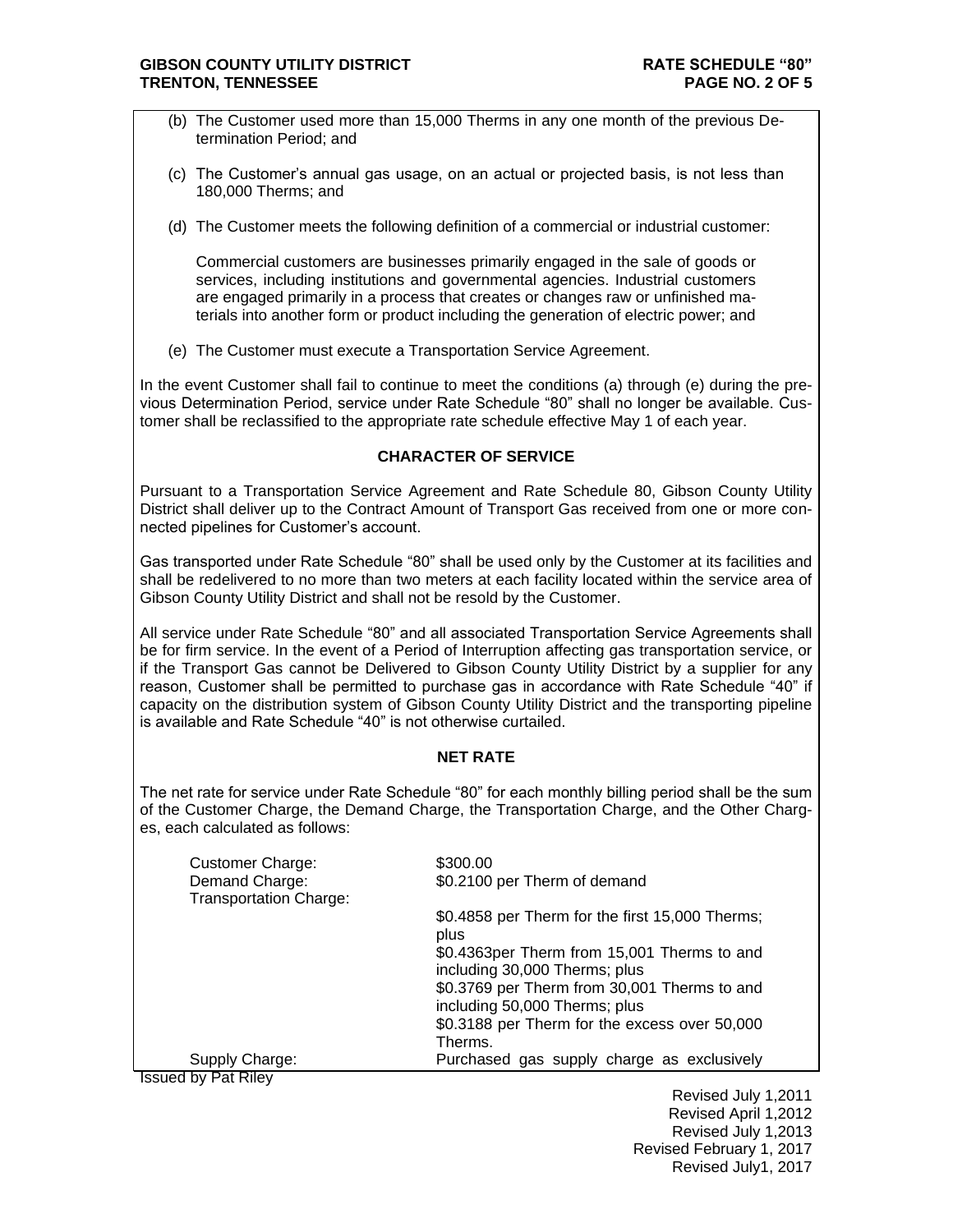(b) The Customer used more than 15,000 Therms in any one month of the previous Determination Period; and

(c) The Customer's annual gas usage, on an actual or projected basis, is not less than 180,000 Therms; and

(d) The Customer meets the following definition of a commercial or industrial customer:

Commercial customers are businesses primarily engaged in the sale of goods or services, including institutions and governmental agencies. Industrial customers are engaged primarily in a process that creates or changes raw or unfinished materials into another form or product including the generation of electric power; and

(e) The Customer must execute a Transportation Service Agreement.

In the event Customer shall fail to continue to meet the conditions (a) through (e) during the previous Determination Period, service under Rate Schedule "80" shall no longer be available. Customer shall be reclassified to the appropriate rate schedule effective May 1 of each year.

## CHARACTER OF SERVICE

Pursuant to a Transportation Service Agreement and Rate Schedule 80, Gibson County Utility District shall deliver up to the Contract Amount of Transport Gas received from one or more connected pipelines for Customer's account.

Gas transported under Rate Schedule "80" shall be used only by the Customer at its facilities and shall be redelivered to no more than two meters at each facility located within the service area of Gibson County Utility District and shall not be resold by the Customer.

All service under Rate Schedule "80" and all associated Transportation Service Agreements shall be for firm service. In the event of a Period of Interruption affecting gas transportation service, or if the Transport Gas cannot be Delivered to Gibson County Utility District by a supplier for any reason, Customer shall be permitted to purchase gas in accordance with Rate Schedule "40" if capacity on the distribution system of Gibson County Utility District and the transporting pipeline is available and Rate Schedule "40" is not otherwise curtailed.

## NET RATE

The net rate for service under Rate Schedule "80" for each monthly billing period shall be the sum of the Customer Charge, the Demand Charge, the Transportation Charge, and the Other Charges, each calculated as follows:

| | |
|---|---|
| Customer Charge: | $300.00 |
| Demand Charge: | $0.2100 per Therm of demand |
| Transportation Charge: | |
| | $0.4858 per Therm for the first 15,000 Therms; plus |
| | $0.4363per Therm from 15,001 Therms to and including 30,000 Therms; plus |
| | $0.3769 per Therm from 30,001 Therms to and including 50,000 Therms; plus |
| | $0.3188 per Therm for the excess over 50,000 Therms. |
| Supply Charge: | Purchased gas supply charge as exclusively |

Issued by Pat Riley

Revised July 1,2011
Revised April 1,2012
Revised July 1,2013
Revised February 1, 2017
Revised July1, 2017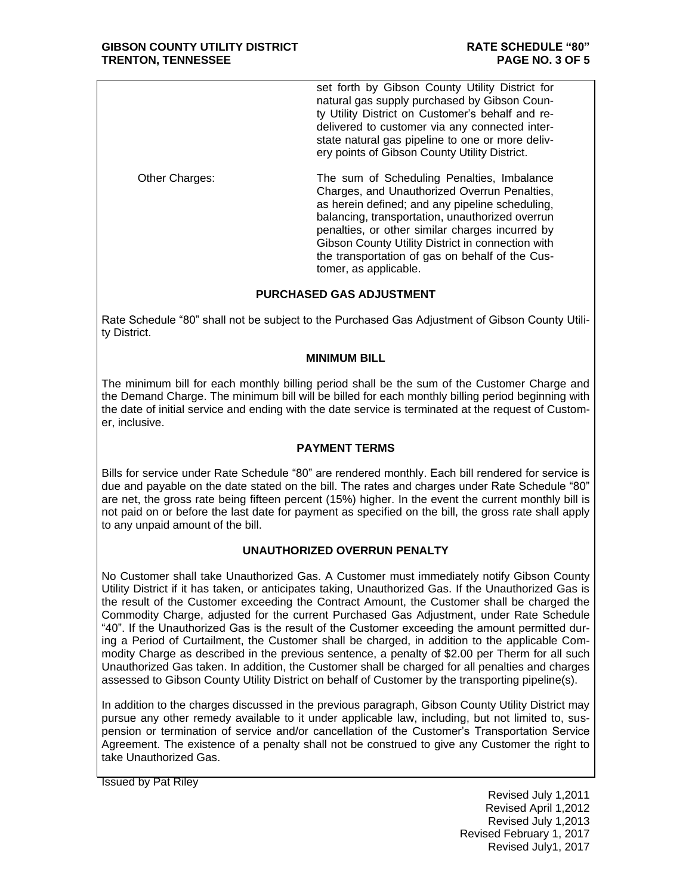set forth by Gibson County Utility District for natural gas supply purchased by Gibson County Utility District on Customer's behalf and redelivered to customer via any connected interstate natural gas pipeline to one or more delivery points of Gibson County Utility District.

Other Charges: The sum of Scheduling Penalties, Imbalance Charges, and Unauthorized Overrun Penalties, as herein defined; and any pipeline scheduling, balancing, transportation, unauthorized overrun penalties, or other similar charges incurred by Gibson County Utility District in connection with the transportation of gas on behalf of the Customer, as applicable.

## PURCHASED GAS ADJUSTMENT

Rate Schedule "80" shall not be subject to the Purchased Gas Adjustment of Gibson County Utility District.

## MINIMUM BILL

The minimum bill for each monthly billing period shall be the sum of the Customer Charge and the Demand Charge. The minimum bill will be billed for each monthly billing period beginning with the date of initial service and ending with the date service is terminated at the request of Customer, inclusive.

## PAYMENT TERMS

Bills for service under Rate Schedule "80" are rendered monthly. Each bill rendered for service is due and payable on the date stated on the bill. The rates and charges under Rate Schedule "80" are net, the gross rate being fifteen percent (15%) higher. In the event the current monthly bill is not paid on or before the last date for payment as specified on the bill, the gross rate shall apply to any unpaid amount of the bill.

## UNAUTHORIZED OVERRUN PENALTY

No Customer shall take Unauthorized Gas. A Customer must immediately notify Gibson County Utility District if it has taken, or anticipates taking, Unauthorized Gas. If the Unauthorized Gas is the result of the Customer exceeding the Contract Amount, the Customer shall be charged the Commodity Charge, adjusted for the current Purchased Gas Adjustment, under Rate Schedule "40". If the Unauthorized Gas is the result of the Customer exceeding the amount permitted during a Period of Curtailment, the Customer shall be charged, in addition to the applicable Commodity Charge as described in the previous sentence, a penalty of $2.00 per Therm for all such Unauthorized Gas taken. In addition, the Customer shall be charged for all penalties and charges assessed to Gibson County Utility District on behalf of Customer by the transporting pipeline(s).

In addition to the charges discussed in the previous paragraph, Gibson County Utility District may pursue any other remedy available to it under applicable law, including, but not limited to, suspension or termination of service and/or cancellation of the Customer's Transportation Service Agreement. The existence of a penalty shall not be construed to give any Customer the right to take Unauthorized Gas.

Issued by Pat Riley

Revised July 1,2011
Revised April 1,2012
Revised July 1,2013
Revised February 1, 2017
Revised July1, 2017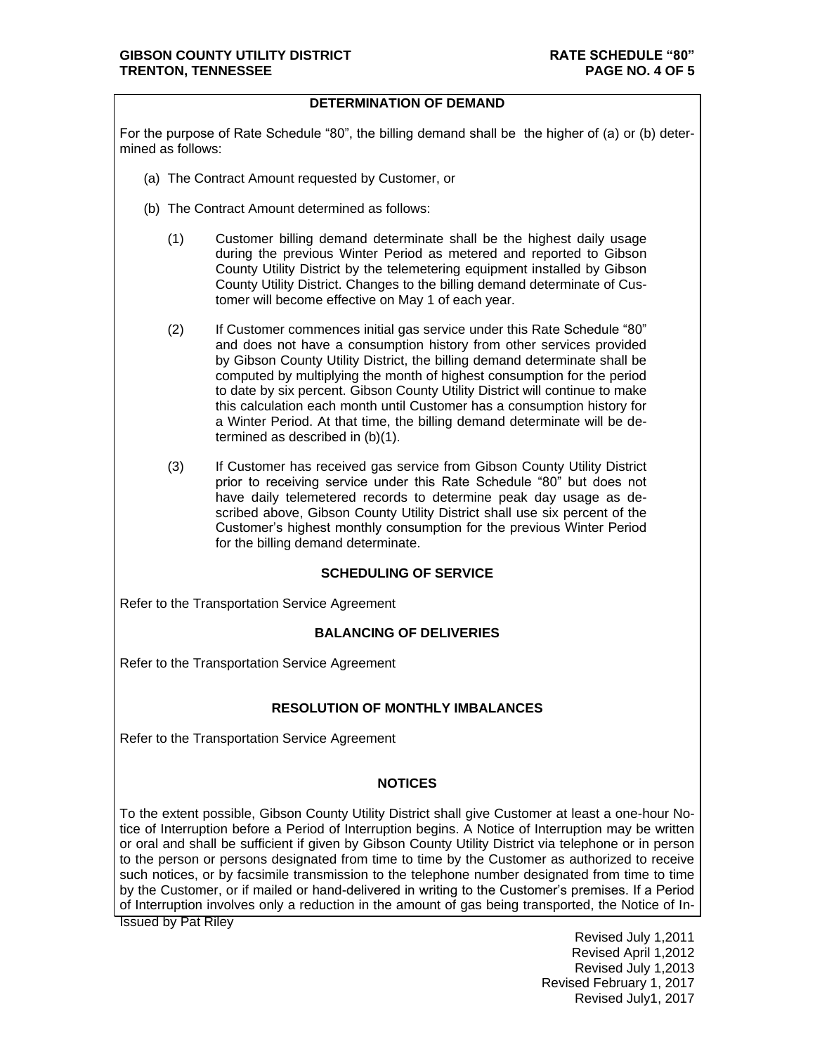## DETERMINATION OF DEMAND

For the purpose of Rate Schedule "80", the billing demand shall be the higher of (a) or (b) determined as follows:

(a) The Contract Amount requested by Customer, or

(b) The Contract Amount determined as follows:

(1) Customer billing demand determinate shall be the highest daily usage during the previous Winter Period as metered and reported to Gibson County Utility District by the telemetering equipment installed by Gibson County Utility District. Changes to the billing demand determinate of Customer will become effective on May 1 of each year.

(2) If Customer commences initial gas service under this Rate Schedule "80" and does not have a consumption history from other services provided by Gibson County Utility District, the billing demand determinate shall be computed by multiplying the month of highest consumption for the period to date by six percent. Gibson County Utility District will continue to make this calculation each month until Customer has a consumption history for a Winter Period. At that time, the billing demand determinate will be determined as described in (b)(1).

(3) If Customer has received gas service from Gibson County Utility District prior to receiving service under this Rate Schedule "80" but does not have daily telemetered records to determine peak day usage as described above, Gibson County Utility District shall use six percent of the Customer's highest monthly consumption for the previous Winter Period for the billing demand determinate.

## SCHEDULING OF SERVICE

Refer to the Transportation Service Agreement

## BALANCING OF DELIVERIES

Refer to the Transportation Service Agreement

## RESOLUTION OF MONTHLY IMBALANCES

Refer to the Transportation Service Agreement

## NOTICES

To the extent possible, Gibson County Utility District shall give Customer at least a one-hour Notice of Interruption before a Period of Interruption begins. A Notice of Interruption may be written or oral and shall be sufficient if given by Gibson County Utility District via telephone or in person to the person or persons designated from time to time by the Customer as authorized to receive such notices, or by facsimile transmission to the telephone number designated from time to time by the Customer, or if mailed or hand-delivered in writing to the Customer's premises. If a Period of Interruption involves only a reduction in the amount of gas being transported, the Notice of In-

Issued by Pat Riley

Revised July 1,2011
Revised April 1,2012
Revised July 1,2013
Revised February 1, 2017
Revised July1, 2017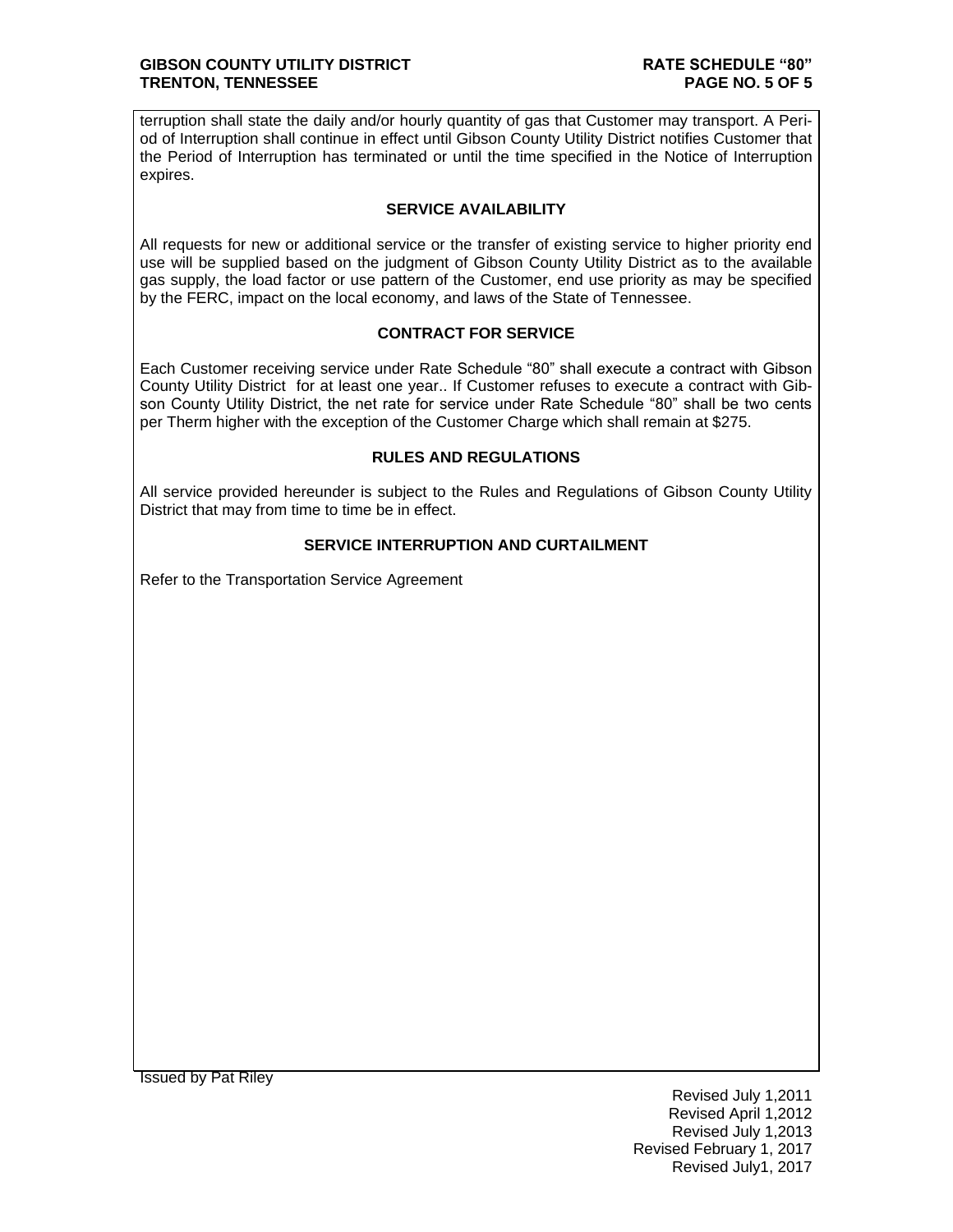terruption shall state the daily and/or hourly quantity of gas that Customer may transport. A Period of Interruption shall continue in effect until Gibson County Utility District notifies Customer that the Period of Interruption has terminated or until the time specified in the Notice of Interruption expires.

### SERVICE AVAILABILITY

All requests for new or additional service or the transfer of existing service to higher priority end use will be supplied based on the judgment of Gibson County Utility District as to the available gas supply, the load factor or use pattern of the Customer, end use priority as may be specified by the FERC, impact on the local economy, and laws of the State of Tennessee.

### CONTRACT FOR SERVICE

Each Customer receiving service under Rate Schedule "80" shall execute a contract with Gibson County Utility District for at least one year.. If Customer refuses to execute a contract with Gibson County Utility District, the net rate for service under Rate Schedule "80" shall be two cents per Therm higher with the exception of the Customer Charge which shall remain at $275.

### RULES AND REGULATIONS

All service provided hereunder is subject to the Rules and Regulations of Gibson County Utility District that may from time to time be in effect.

### SERVICE INTERRUPTION AND CURTAILMENT

Refer to the Transportation Service Agreement

Issued by Pat Riley

Revised July 1,2011
Revised April 1,2012
Revised July 1,2013
Revised February 1, 2017
Revised July1, 2017